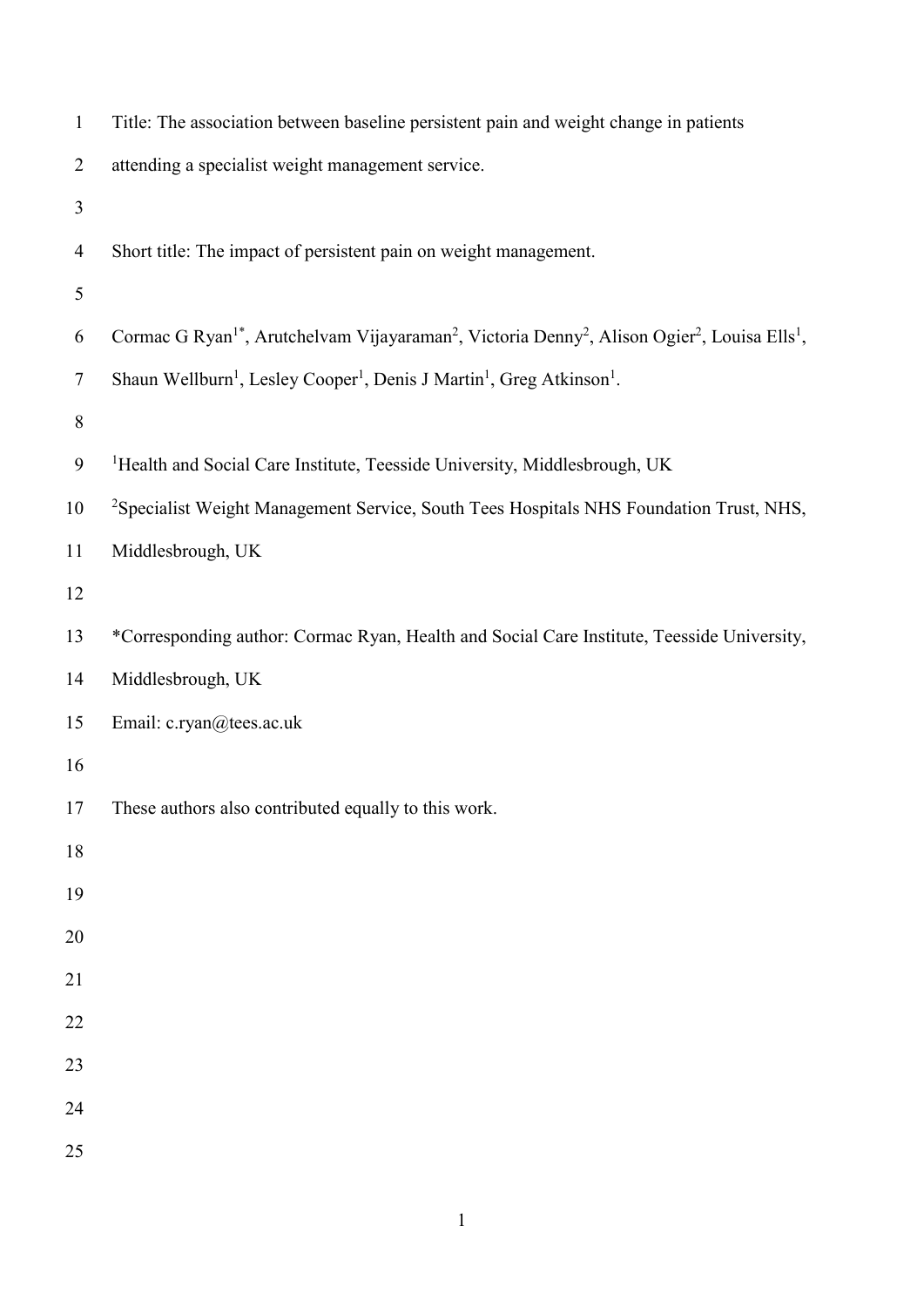Title: The association between baseline persistent pain and weight change in patients attending a specialist weight management service.

Short title: The impact of persistent pain on weight management.

Cormac G Ryan[1*], Arutchelvam Vijayaraman[2], Victoria Denny[2], Alison Ogier[2], Louisa Ells[1], Shaun Wellburn[1], Lesley Cooper[1], Denis J Martin[1], Greg Atkinson[1].

[1]Health and Social Care Institute, Teesside University, Middlesbrough, UK

[2]Specialist Weight Management Service, South Tees Hospitals NHS Foundation Trust, NHS, Middlesbrough, UK

*Corresponding author: Cormac Ryan, Health and Social Care Institute, Teesside University, Middlesbrough, UK

Email: c.ryan@tees.ac.uk

These authors also contributed equally to this work.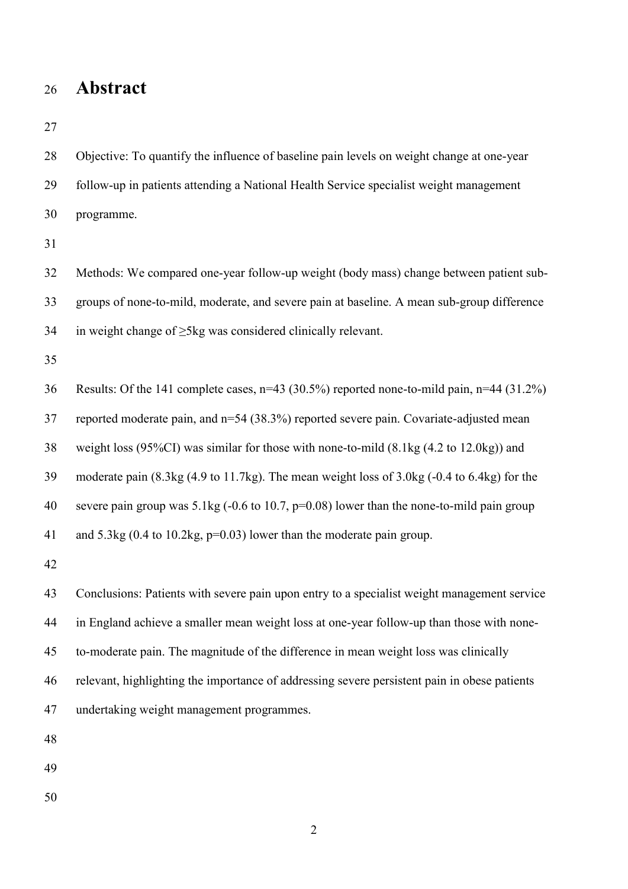# Abstract

Objective: To quantify the influence of baseline pain levels on weight change at one-year follow-up in patients attending a National Health Service specialist weight management programme.

Methods: We compared one-year follow-up weight (body mass) change between patient sub-groups of none-to-mild, moderate, and severe pain at baseline. A mean sub-group difference in weight change of ≥5kg was considered clinically relevant.

Results: Of the 141 complete cases, n=43 (30.5%) reported none-to-mild pain, n=44 (31.2%) reported moderate pain, and n=54 (38.3%) reported severe pain. Covariate-adjusted mean weight loss (95%CI) was similar for those with none-to-mild (8.1kg (4.2 to 12.0kg)) and moderate pain (8.3kg (4.9 to 11.7kg). The mean weight loss of 3.0kg (-0.4 to 6.4kg) for the severe pain group was 5.1kg (-0.6 to 10.7, p=0.08) lower than the none-to-mild pain group and 5.3kg (0.4 to 10.2kg, p=0.03) lower than the moderate pain group.

Conclusions: Patients with severe pain upon entry to a specialist weight management service in England achieve a smaller mean weight loss at one-year follow-up than those with none-to-moderate pain. The magnitude of the difference in mean weight loss was clinically relevant, highlighting the importance of addressing severe persistent pain in obese patients undertaking weight management programmes.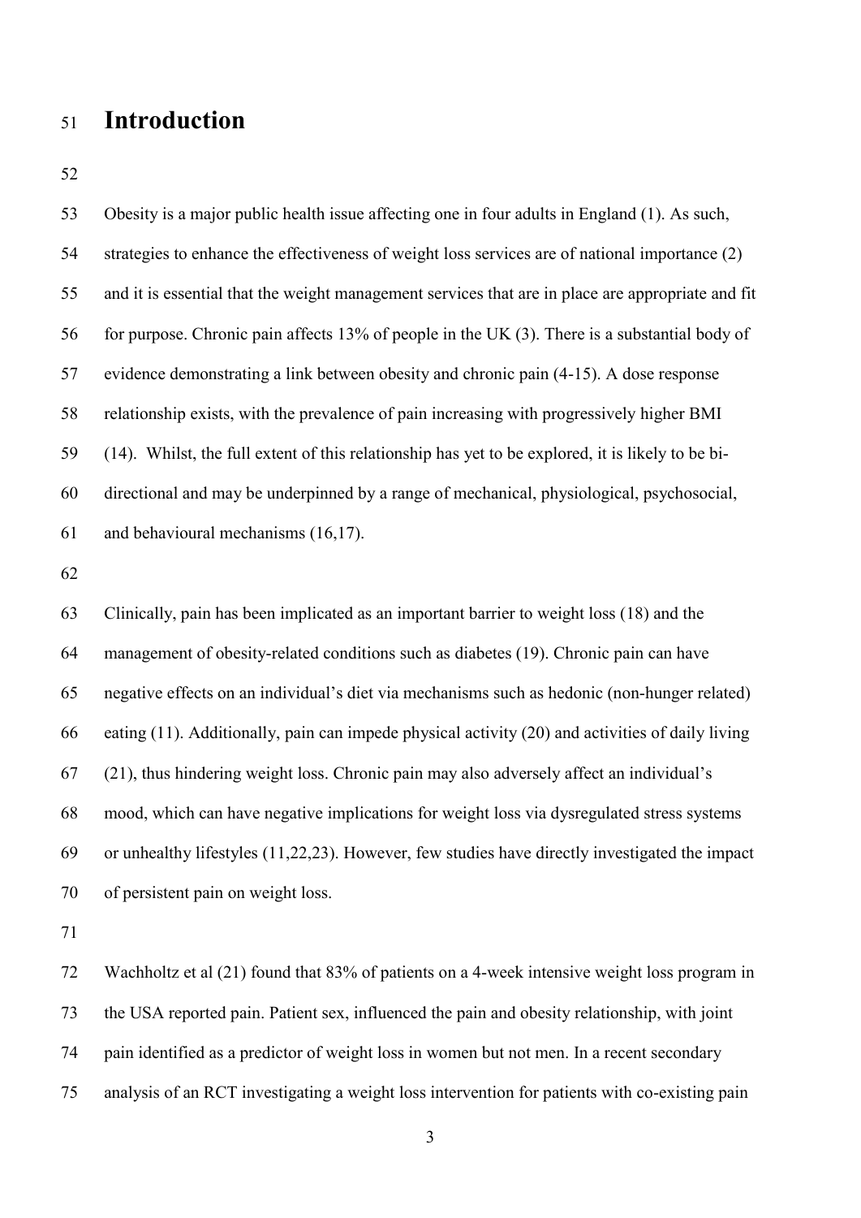# Introduction

Obesity is a major public health issue affecting one in four adults in England (1). As such, strategies to enhance the effectiveness of weight loss services are of national importance (2) and it is essential that the weight management services that are in place are appropriate and fit for purpose. Chronic pain affects 13% of people in the UK (3). There is a substantial body of evidence demonstrating a link between obesity and chronic pain (4-15). A dose response relationship exists, with the prevalence of pain increasing with progressively higher BMI (14). Whilst, the full extent of this relationship has yet to be explored, it is likely to be bi-directional and may be underpinned by a range of mechanical, physiological, psychosocial, and behavioural mechanisms (16,17).

Clinically, pain has been implicated as an important barrier to weight loss (18) and the management of obesity-related conditions such as diabetes (19). Chronic pain can have negative effects on an individual's diet via mechanisms such as hedonic (non-hunger related) eating (11). Additionally, pain can impede physical activity (20) and activities of daily living (21), thus hindering weight loss. Chronic pain may also adversely affect an individual's mood, which can have negative implications for weight loss via dysregulated stress systems or unhealthy lifestyles (11,22,23). However, few studies have directly investigated the impact of persistent pain on weight loss.

Wachholtz et al (21) found that 83% of patients on a 4-week intensive weight loss program in the USA reported pain. Patient sex, influenced the pain and obesity relationship, with joint pain identified as a predictor of weight loss in women but not men. In a recent secondary analysis of an RCT investigating a weight loss intervention for patients with co-existing pain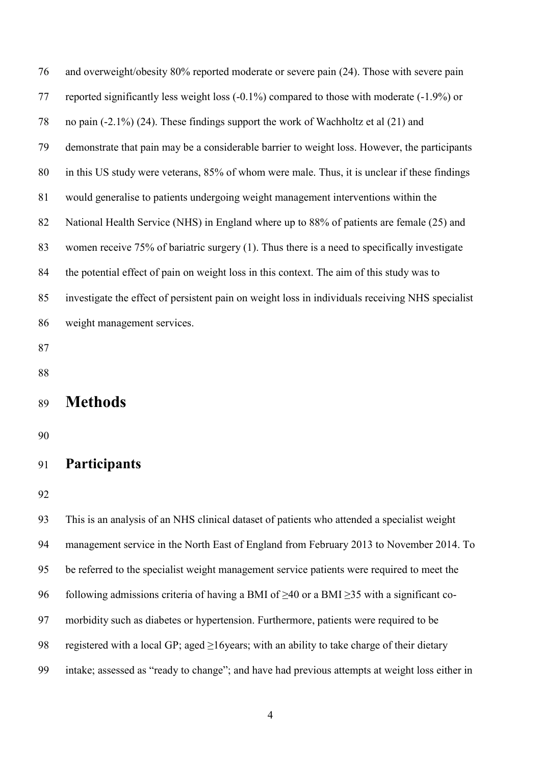and overweight/obesity 80% reported moderate or severe pain (24). Those with severe pain reported significantly less weight loss (-0.1%) compared to those with moderate (-1.9%) or no pain (-2.1%) (24). These findings support the work of Wachholtz et al (21) and demonstrate that pain may be a considerable barrier to weight loss. However, the participants in this US study were veterans, 85% of whom were male. Thus, it is unclear if these findings would generalise to patients undergoing weight management interventions within the National Health Service (NHS) in England where up to 88% of patients are female (25) and women receive 75% of bariatric surgery (1). Thus there is a need to specifically investigate the potential effect of pain on weight loss in this context. The aim of this study was to investigate the effect of persistent pain on weight loss in individuals receiving NHS specialist weight management services.

# Methods

## Participants

This is an analysis of an NHS clinical dataset of patients who attended a specialist weight management service in the North East of England from February 2013 to November 2014. To be referred to the specialist weight management service patients were required to meet the following admissions criteria of having a BMI of ≥40 or a BMI ≥35 with a significant co-morbidity such as diabetes or hypertension. Furthermore, patients were required to be registered with a local GP; aged ≥16years; with an ability to take charge of their dietary intake; assessed as "ready to change"; and have had previous attempts at weight loss either in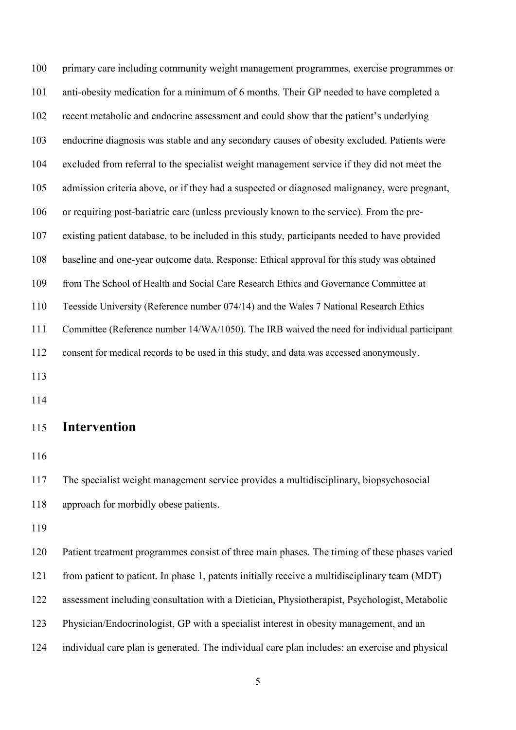primary care including community weight management programmes, exercise programmes or anti-obesity medication for a minimum of 6 months. Their GP needed to have completed a recent metabolic and endocrine assessment and could show that the patient's underlying endocrine diagnosis was stable and any secondary causes of obesity excluded. Patients were excluded from referral to the specialist weight management service if they did not meet the admission criteria above, or if they had a suspected or diagnosed malignancy, were pregnant, or requiring post-bariatric care (unless previously known to the service). From the pre-existing patient database, to be included in this study, participants needed to have provided baseline and one-year outcome data. Response: Ethical approval for this study was obtained from The School of Health and Social Care Research Ethics and Governance Committee at Teesside University (Reference number 074/14) and the Wales 7 National Research Ethics Committee (Reference number 14/WA/1050). The IRB waived the need for individual participant consent for medical records to be used in this study, and data was accessed anonymously.

## Intervention

The specialist weight management service provides a multidisciplinary, biopsychosocial approach for morbidly obese patients.

Patient treatment programmes consist of three main phases. The timing of these phases varied from patient to patient. In phase 1, patents initially receive a multidisciplinary team (MDT) assessment including consultation with a Dietician, Physiotherapist, Psychologist, Metabolic Physician/Endocrinologist, GP with a specialist interest in obesity management, and an individual care plan is generated. The individual care plan includes: an exercise and physical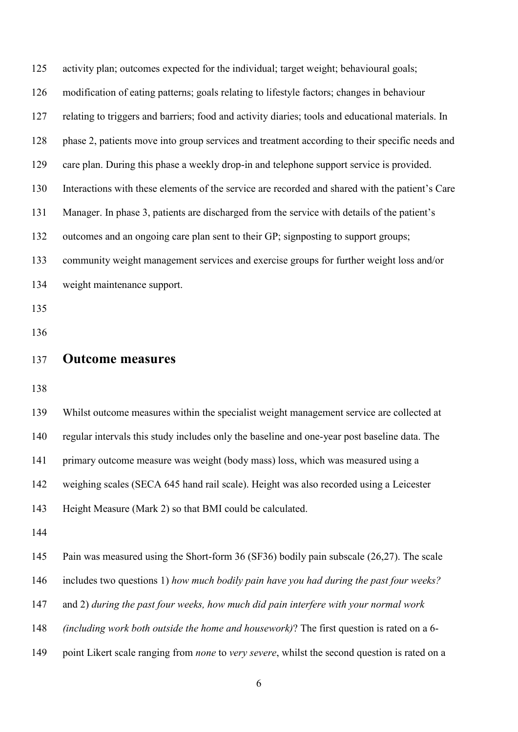activity plan; outcomes expected for the individual; target weight; behavioural goals; modification of eating patterns; goals relating to lifestyle factors; changes in behaviour relating to triggers and barriers; food and activity diaries; tools and educational materials. In phase 2, patients move into group services and treatment according to their specific needs and care plan. During this phase a weekly drop-in and telephone support service is provided. Interactions with these elements of the service are recorded and shared with the patient's Care Manager. In phase 3, patients are discharged from the service with details of the patient's outcomes and an ongoing care plan sent to their GP; signposting to support groups; community weight management services and exercise groups for further weight loss and/or weight maintenance support.

## Outcome measures

Whilst outcome measures within the specialist weight management service are collected at regular intervals this study includes only the baseline and one-year post baseline data. The primary outcome measure was weight (body mass) loss, which was measured using a weighing scales (SECA 645 hand rail scale). Height was also recorded using a Leicester Height Measure (Mark 2) so that BMI could be calculated.

Pain was measured using the Short-form 36 (SF36) bodily pain subscale (26,27). The scale includes two questions 1) *how much bodily pain have you had during the past four weeks?* and 2) *during the past four weeks, how much did pain interfere with your normal work (including work both outside the home and housework)*? The first question is rated on a 6-point Likert scale ranging from *none* to *very severe*, whilst the second question is rated on a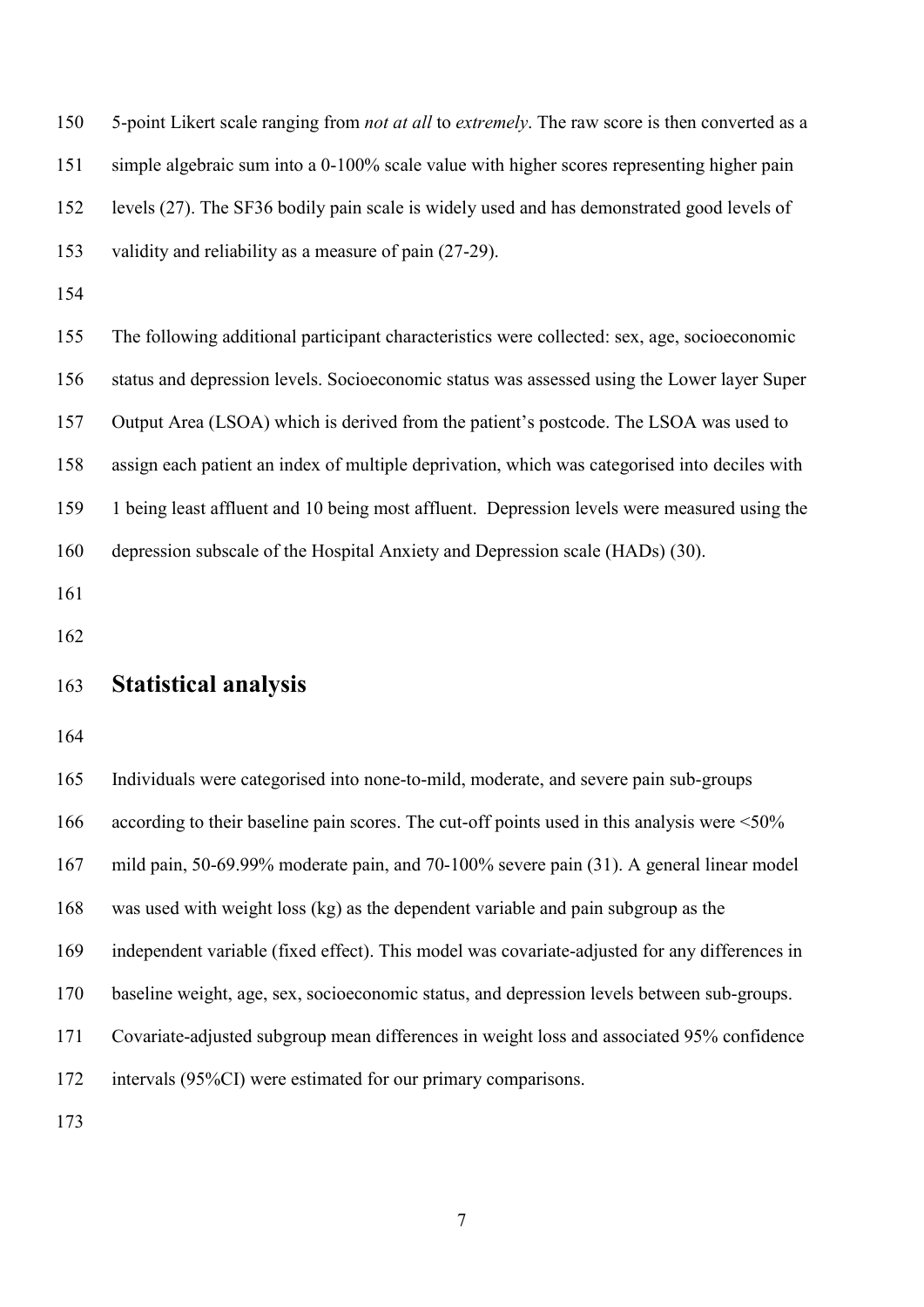5-point Likert scale ranging from *not at all* to *extremely*. The raw score is then converted as a simple algebraic sum into a 0-100% scale value with higher scores representing higher pain levels (27). The SF36 bodily pain scale is widely used and has demonstrated good levels of validity and reliability as a measure of pain (27-29).

The following additional participant characteristics were collected: sex, age, socioeconomic status and depression levels. Socioeconomic status was assessed using the Lower layer Super Output Area (LSOA) which is derived from the patient's postcode. The LSOA was used to assign each patient an index of multiple deprivation, which was categorised into deciles with 1 being least affluent and 10 being most affluent. Depression levels were measured using the depression subscale of the Hospital Anxiety and Depression scale (HADs) (30).

## Statistical analysis

Individuals were categorised into none-to-mild, moderate, and severe pain sub-groups according to their baseline pain scores. The cut-off points used in this analysis were <50% mild pain, 50-69.99% moderate pain, and 70-100% severe pain (31). A general linear model was used with weight loss (kg) as the dependent variable and pain subgroup as the independent variable (fixed effect). This model was covariate-adjusted for any differences in baseline weight, age, sex, socioeconomic status, and depression levels between sub-groups. Covariate-adjusted subgroup mean differences in weight loss and associated 95% confidence intervals (95%CI) were estimated for our primary comparisons.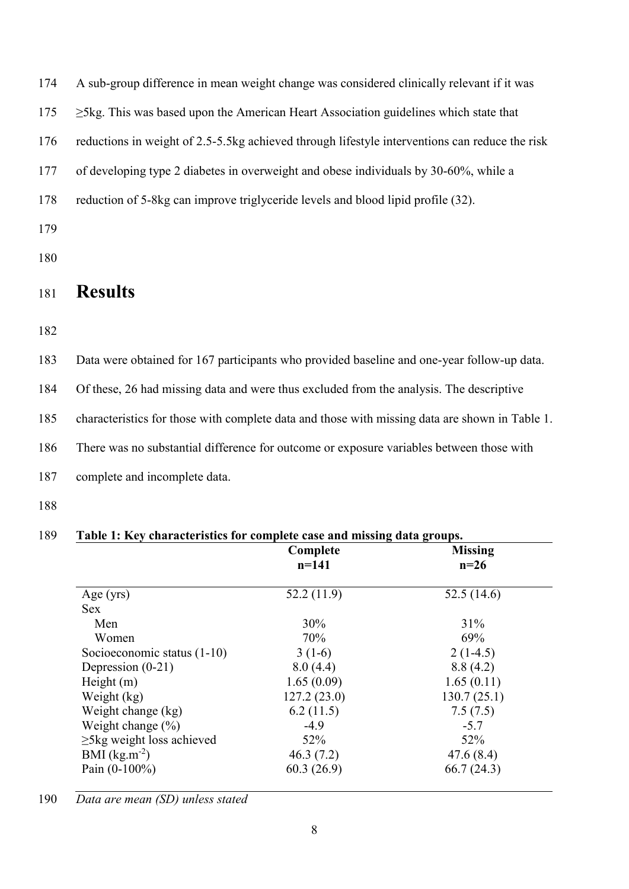A sub-group difference in mean weight change was considered clinically relevant if it was ≥5kg. This was based upon the American Heart Association guidelines which state that reductions in weight of 2.5-5.5kg achieved through lifestyle interventions can reduce the risk of developing type 2 diabetes in overweight and obese individuals by 30-60%, while a reduction of 5-8kg can improve triglyceride levels and blood lipid profile (32).

# Results

Data were obtained for 167 participants who provided baseline and one-year follow-up data. Of these, 26 had missing data and were thus excluded from the analysis. The descriptive characteristics for those with complete data and those with missing data are shown in Table 1. There was no substantial difference for outcome or exposure variables between those with complete and incomplete data.

**Table 1: Key characteristics for complete case and missing data groups.**

| | Complete n=141 | Missing n=26 |
|---|---|---|
| Age (yrs) | 52.2 (11.9) | 52.5 (14.6) |
| Sex | | |
| Men | 30% | 31% |
| Women | 70% | 69% |
| Socioeconomic status (1-10) | 3 (1-6) | 2 (1-4.5) |
| Depression (0-21) | 8.0 (4.4) | 8.8 (4.2) |
| Height (m) | 1.65 (0.09) | 1.65 (0.11) |
| Weight (kg) | 127.2 (23.0) | 130.7 (25.1) |
| Weight change (kg) | 6.2 (11.5) | 7.5 (7.5) |
| Weight change (%) | -4.9 | -5.7 |
| ≥5kg weight loss achieved | 52% | 52% |
| BMI ($kg.m^{-2}$) | 46.3 (7.2) | 47.6 (8.4) |
| Pain (0-100%) | 60.3 (26.9) | 66.7 (24.3) |

*Data are mean (SD) unless stated*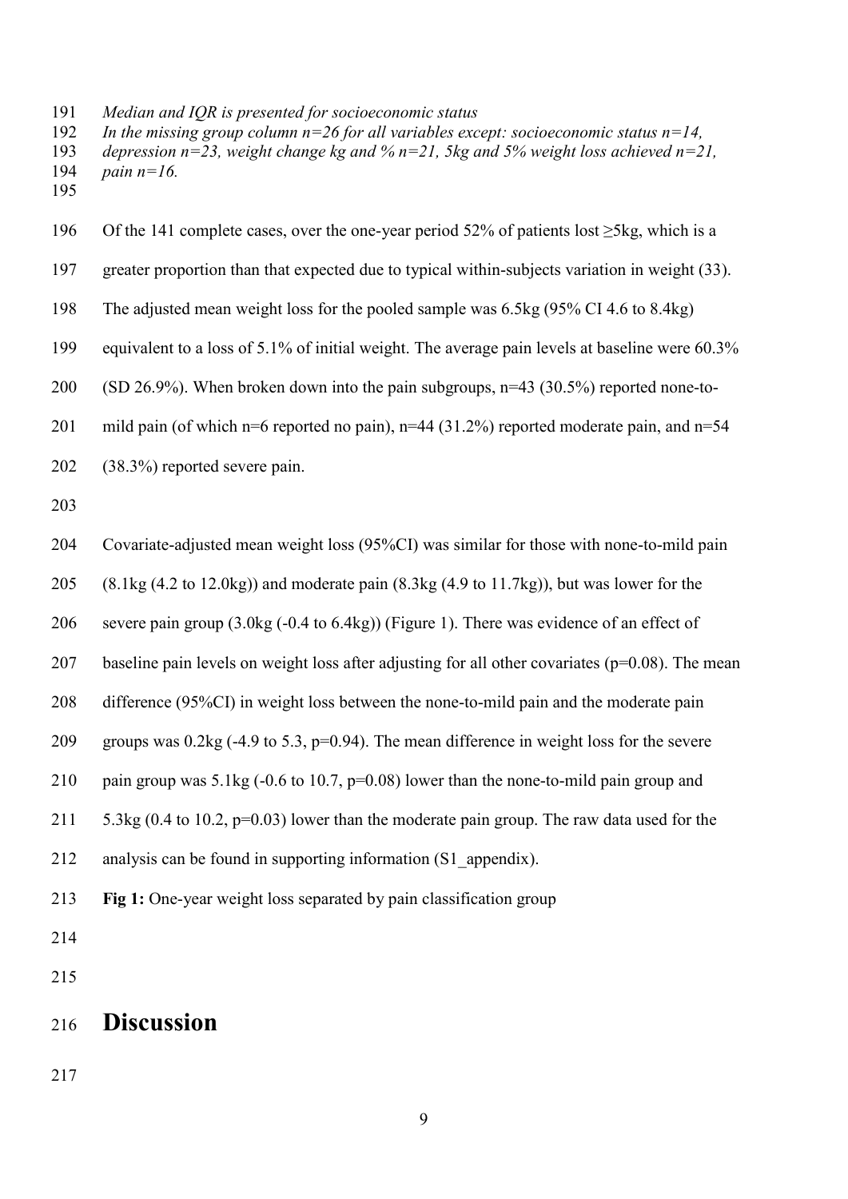*Median and IQR is presented for socioeconomic status*
*In the missing group column n=26 for all variables except: socioeconomic status n=14, depression n=23, weight change kg and % n=21, 5kg and 5% weight loss achieved n=21, pain n=16.*

Of the 141 complete cases, over the one-year period 52% of patients lost ≥5kg, which is a greater proportion than that expected due to typical within-subjects variation in weight (33). The adjusted mean weight loss for the pooled sample was 6.5kg (95% CI 4.6 to 8.4kg) equivalent to a loss of 5.1% of initial weight. The average pain levels at baseline were 60.3% (SD 26.9%). When broken down into the pain subgroups, n=43 (30.5%) reported none-to-mild pain (of which n=6 reported no pain), n=44 (31.2%) reported moderate pain, and n=54 (38.3%) reported severe pain.

Covariate-adjusted mean weight loss (95%CI) was similar for those with none-to-mild pain (8.1kg (4.2 to 12.0kg)) and moderate pain (8.3kg (4.9 to 11.7kg)), but was lower for the severe pain group (3.0kg (-0.4 to 6.4kg)) (Figure 1). There was evidence of an effect of baseline pain levels on weight loss after adjusting for all other covariates ($p=0.08$). The mean difference (95%CI) in weight loss between the none-to-mild pain and the moderate pain groups was 0.2kg (-4.9 to 5.3, $p=0.94$). The mean difference in weight loss for the severe pain group was 5.1kg (-0.6 to 10.7, $p=0.08$) lower than the none-to-mild pain group and 5.3kg (0.4 to 10.2, $p=0.03$) lower than the moderate pain group. The raw data used for the analysis can be found in supporting information (S1_appendix).

**Fig 1:** One-year weight loss separated by pain classification group

# Discussion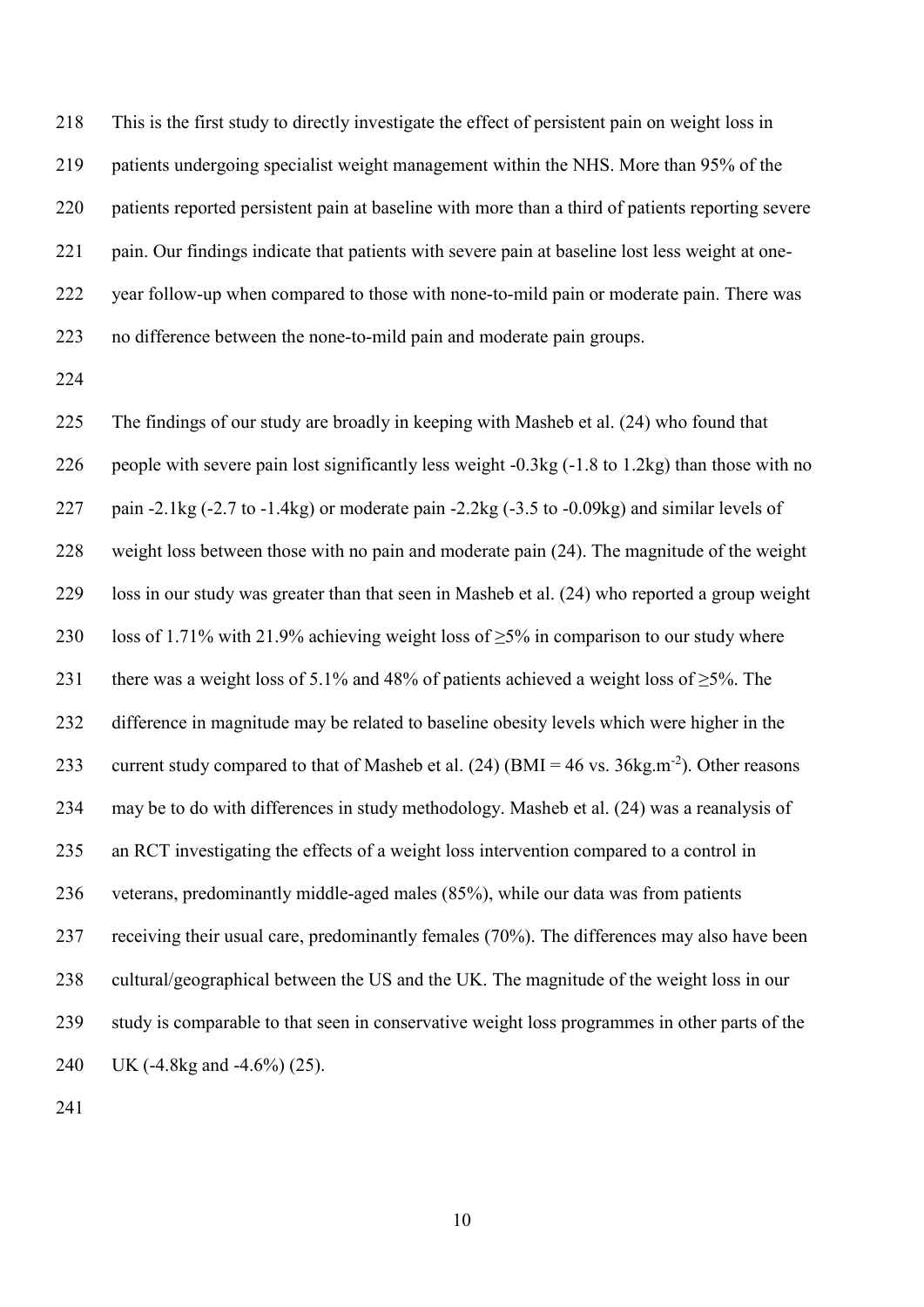This is the first study to directly investigate the effect of persistent pain on weight loss in patients undergoing specialist weight management within the NHS. More than 95% of the patients reported persistent pain at baseline with more than a third of patients reporting severe pain. Our findings indicate that patients with severe pain at baseline lost less weight at one-year follow-up when compared to those with none-to-mild pain or moderate pain. There was no difference between the none-to-mild pain and moderate pain groups.

The findings of our study are broadly in keeping with Masheb et al. (24) who found that people with severe pain lost significantly less weight -0.3kg (-1.8 to 1.2kg) than those with no pain -2.1kg (-2.7 to -1.4kg) or moderate pain -2.2kg (-3.5 to -0.09kg) and similar levels of weight loss between those with no pain and moderate pain (24). The magnitude of the weight loss in our study was greater than that seen in Masheb et al. (24) who reported a group weight loss of 1.71% with 21.9% achieving weight loss of ≥5% in comparison to our study where there was a weight loss of 5.1% and 48% of patients achieved a weight loss of ≥5%. The difference in magnitude may be related to baseline obesity levels which were higher in the current study compared to that of Masheb et al. (24) (BMI = 46 vs. 36kg.m$^{-2}$). Other reasons may be to do with differences in study methodology. Masheb et al. (24) was a reanalysis of an RCT investigating the effects of a weight loss intervention compared to a control in veterans, predominantly middle-aged males (85%), while our data was from patients receiving their usual care, predominantly females (70%). The differences may also have been cultural/geographical between the US and the UK. The magnitude of the weight loss in our study is comparable to that seen in conservative weight loss programmes in other parts of the UK (-4.8kg and -4.6%) (25).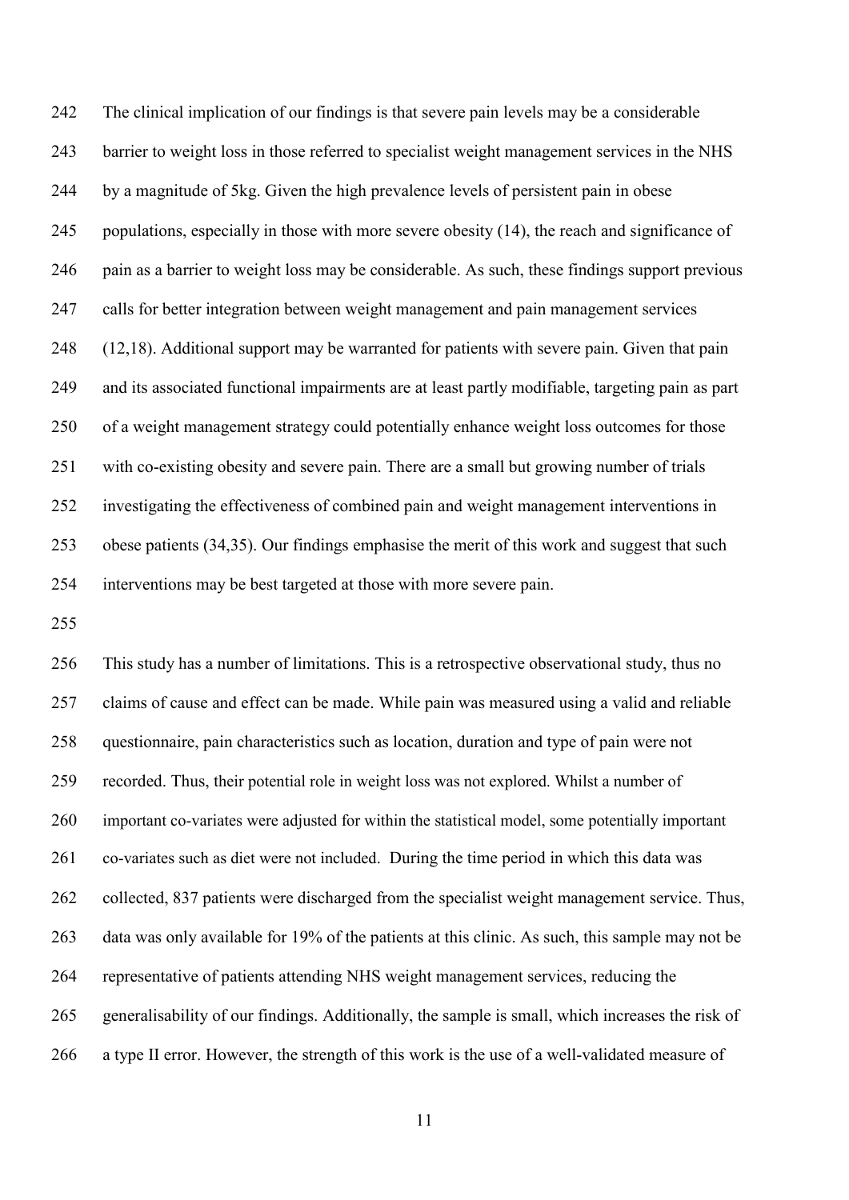The clinical implication of our findings is that severe pain levels may be a considerable barrier to weight loss in those referred to specialist weight management services in the NHS by a magnitude of 5kg. Given the high prevalence levels of persistent pain in obese populations, especially in those with more severe obesity (14), the reach and significance of pain as a barrier to weight loss may be considerable. As such, these findings support previous calls for better integration between weight management and pain management services (12,18). Additional support may be warranted for patients with severe pain. Given that pain and its associated functional impairments are at least partly modifiable, targeting pain as part of a weight management strategy could potentially enhance weight loss outcomes for those with co-existing obesity and severe pain. There are a small but growing number of trials investigating the effectiveness of combined pain and weight management interventions in obese patients (34,35). Our findings emphasise the merit of this work and suggest that such interventions may be best targeted at those with more severe pain.

This study has a number of limitations. This is a retrospective observational study, thus no claims of cause and effect can be made. While pain was measured using a valid and reliable questionnaire, pain characteristics such as location, duration and type of pain were not recorded. Thus, their potential role in weight loss was not explored. Whilst a number of important co-variates were adjusted for within the statistical model, some potentially important co-variates such as diet were not included. During the time period in which this data was collected, 837 patients were discharged from the specialist weight management service. Thus, data was only available for 19% of the patients at this clinic. As such, this sample may not be representative of patients attending NHS weight management services, reducing the generalisability of our findings. Additionally, the sample is small, which increases the risk of a type II error. However, the strength of this work is the use of a well-validated measure of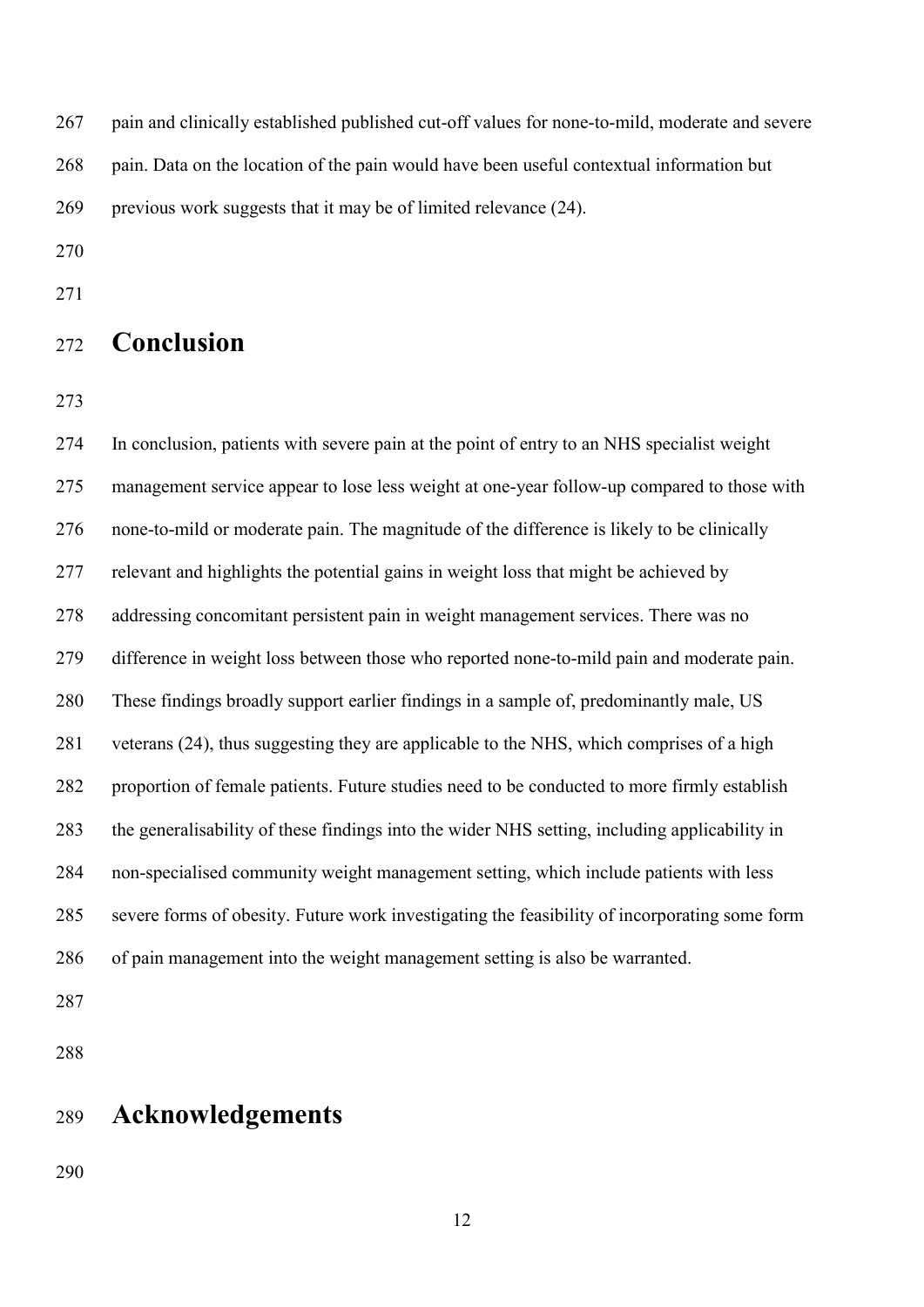pain and clinically established published cut-off values for none-to-mild, moderate and severe pain. Data on the location of the pain would have been useful contextual information but previous work suggests that it may be of limited relevance (24).

# Conclusion

In conclusion, patients with severe pain at the point of entry to an NHS specialist weight management service appear to lose less weight at one-year follow-up compared to those with none-to-mild or moderate pain. The magnitude of the difference is likely to be clinically relevant and highlights the potential gains in weight loss that might be achieved by addressing concomitant persistent pain in weight management services. There was no difference in weight loss between those who reported none-to-mild pain and moderate pain. These findings broadly support earlier findings in a sample of, predominantly male, US veterans (24), thus suggesting they are applicable to the NHS, which comprises of a high proportion of female patients. Future studies need to be conducted to more firmly establish the generalisability of these findings into the wider NHS setting, including applicability in non-specialised community weight management setting, which include patients with less severe forms of obesity. Future work investigating the feasibility of incorporating some form of pain management into the weight management setting is also be warranted.

# Acknowledgements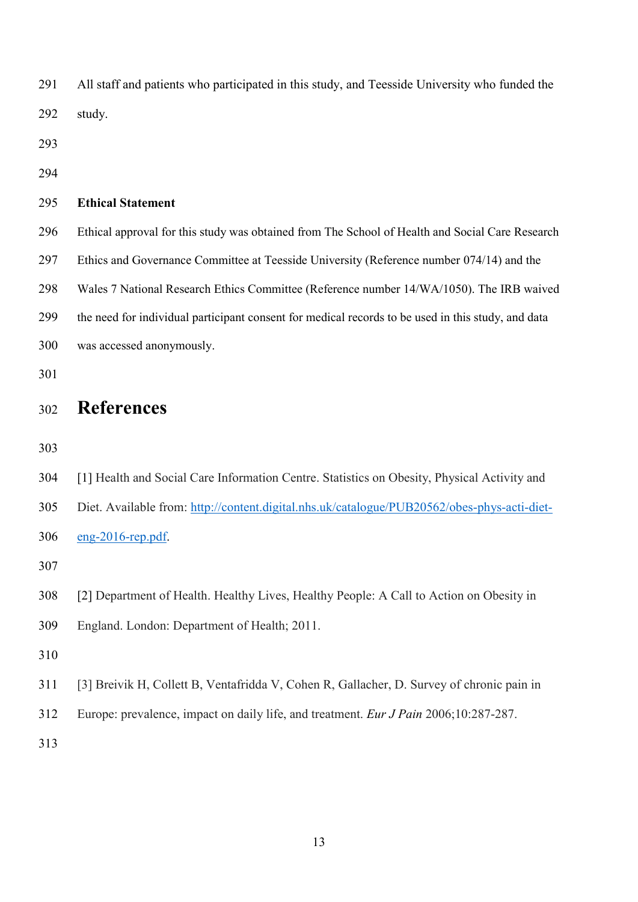All staff and patients who participated in this study, and Teesside University who funded the study.

**Ethical Statement**

Ethical approval for this study was obtained from The School of Health and Social Care Research Ethics and Governance Committee at Teesside University (Reference number 074/14) and the Wales 7 National Research Ethics Committee (Reference number 14/WA/1050). The IRB waived the need for individual participant consent for medical records to be used in this study, and data was accessed anonymously.

# References

[1] Health and Social Care Information Centre. Statistics on Obesity, Physical Activity and Diet. Available from: http://content.digital.nhs.uk/catalogue/PUB20562/obes-phys-acti-diet-eng-2016-rep.pdf.

[2] Department of Health. Healthy Lives, Healthy People: A Call to Action on Obesity in England. London: Department of Health; 2011.

[3] Breivik H, Collett B, Ventafridda V, Cohen R, Gallacher, D. Survey of chronic pain in Europe: prevalence, impact on daily life, and treatment. *Eur J Pain* 2006;10:287-287.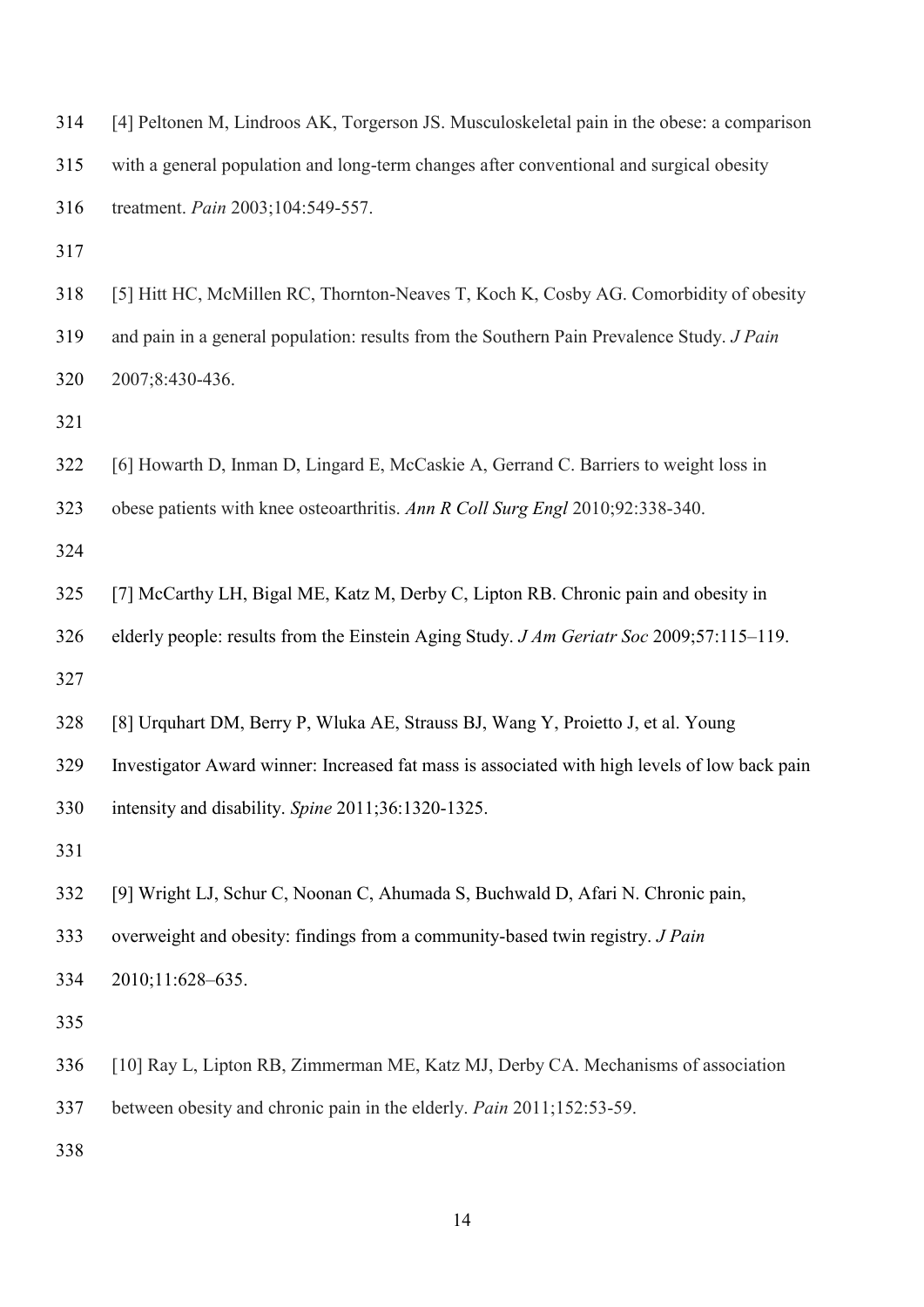[4] Peltonen M, Lindroos AK, Torgerson JS. Musculoskeletal pain in the obese: a comparison with a general population and long-term changes after conventional and surgical obesity treatment. *Pain* 2003;104:549-557.

[5] Hitt HC, McMillen RC, Thornton-Neaves T, Koch K, Cosby AG. Comorbidity of obesity and pain in a general population: results from the Southern Pain Prevalence Study. *J Pain* 2007;8:430-436.

[6] Howarth D, Inman D, Lingard E, McCaskie A, Gerrand C. Barriers to weight loss in obese patients with knee osteoarthritis. *Ann R Coll Surg Engl* 2010;92:338-340.

[7] McCarthy LH, Bigal ME, Katz M, Derby C, Lipton RB. Chronic pain and obesity in elderly people: results from the Einstein Aging Study. *J Am Geriatr Soc* 2009;57:115–119.

[8] Urquhart DM, Berry P, Wluka AE, Strauss BJ, Wang Y, Proietto J, et al. Young Investigator Award winner: Increased fat mass is associated with high levels of low back pain intensity and disability. *Spine* 2011;36:1320-1325.

[9] Wright LJ, Schur C, Noonan C, Ahumada S, Buchwald D, Afari N. Chronic pain, overweight and obesity: findings from a community-based twin registry. *J Pain* 2010;11:628–635.

[10] Ray L, Lipton RB, Zimmerman ME, Katz MJ, Derby CA. Mechanisms of association between obesity and chronic pain in the elderly. *Pain* 2011;152:53-59.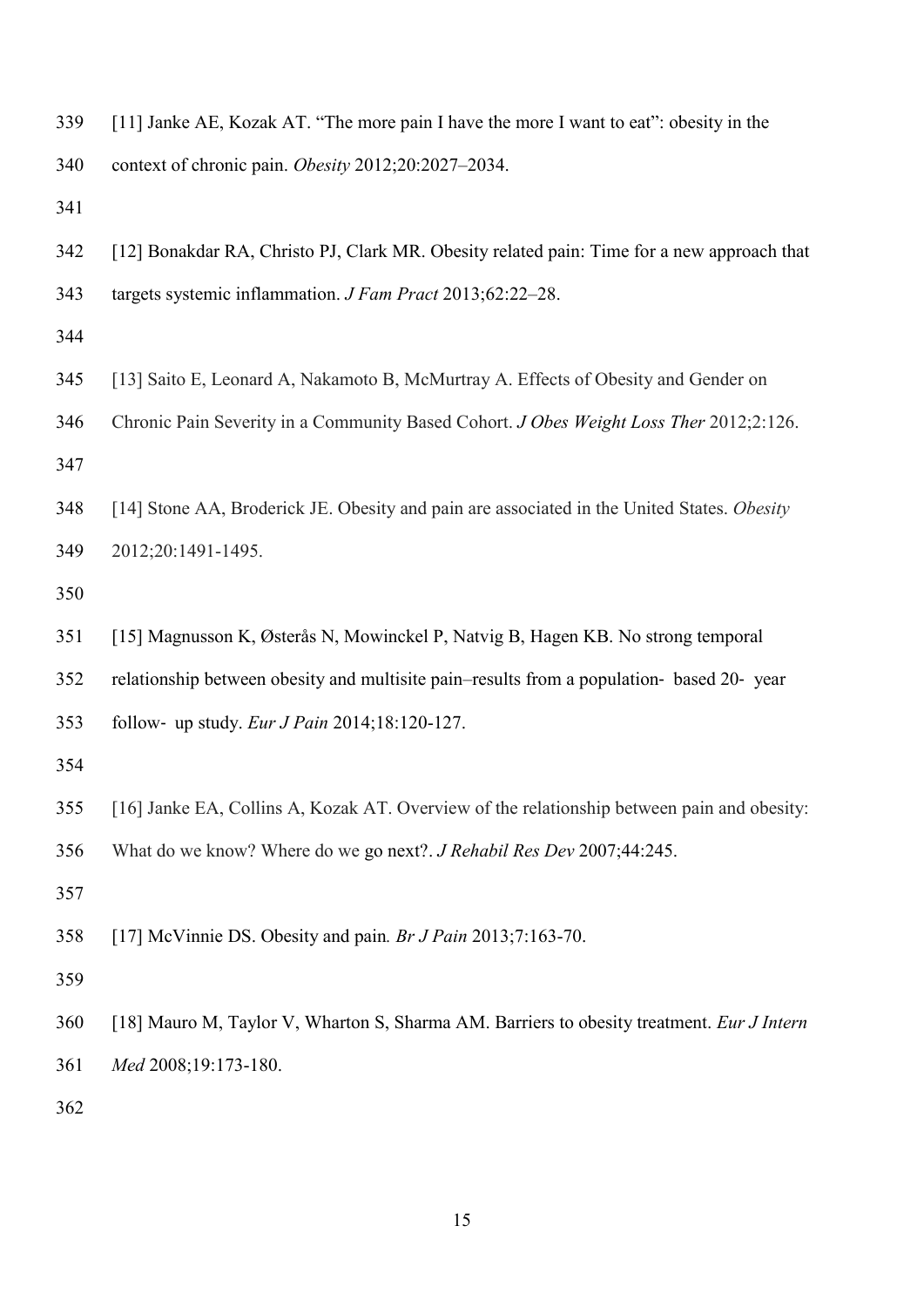[11] Janke AE, Kozak AT. "The more pain I have the more I want to eat": obesity in the context of chronic pain. *Obesity* 2012;20:2027–2034.

[12] Bonakdar RA, Christo PJ, Clark MR. Obesity related pain: Time for a new approach that targets systemic inflammation. *J Fam Pract* 2013;62:22–28.

[13] Saito E, Leonard A, Nakamoto B, McMurtray A. Effects of Obesity and Gender on Chronic Pain Severity in a Community Based Cohort. *J Obes Weight Loss Ther* 2012;2:126.

[14] Stone AA, Broderick JE. Obesity and pain are associated in the United States. *Obesity* 2012;20:1491-1495.

[15] Magnusson K, Østerås N, Mowinckel P, Natvig B, Hagen KB. No strong temporal relationship between obesity and multisite pain–results from a population- based 20- year follow- up study. *Eur J Pain* 2014;18:120-127.

[16] Janke EA, Collins A, Kozak AT. Overview of the relationship between pain and obesity: What do we know? Where do we go next?. *J Rehabil Res Dev* 2007;44:245.

[17] McVinnie DS. Obesity and pain*. Br J Pain* 2013;7:163-70.

[18] Mauro M, Taylor V, Wharton S, Sharma AM. Barriers to obesity treatment. *Eur J Intern Med* 2008;19:173-180.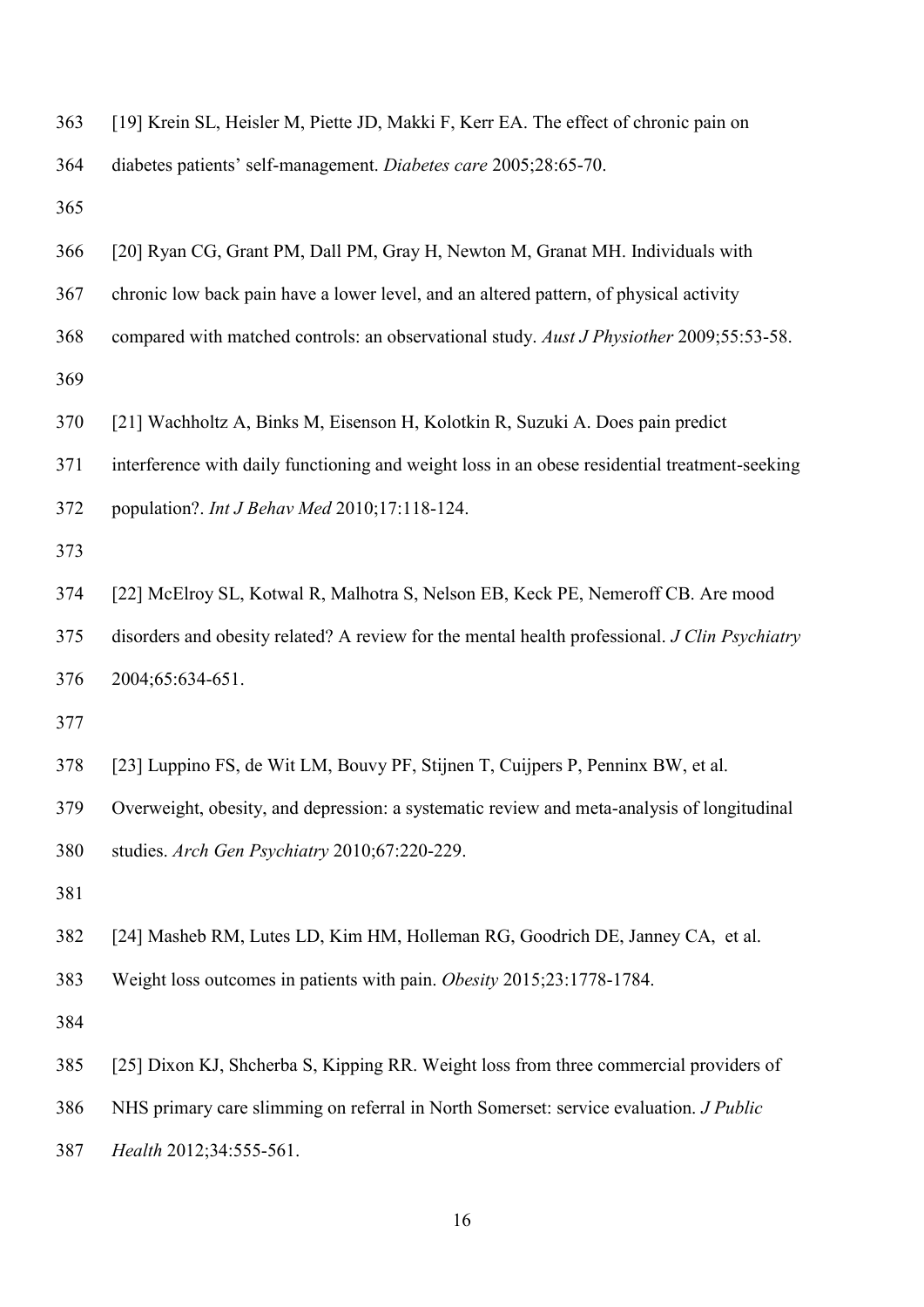[19] Krein SL, Heisler M, Piette JD, Makki F, Kerr EA. The effect of chronic pain on diabetes patients' self-management. *Diabetes care* 2005;28:65-70.

[20] Ryan CG, Grant PM, Dall PM, Gray H, Newton M, Granat MH. Individuals with chronic low back pain have a lower level, and an altered pattern, of physical activity compared with matched controls: an observational study. *Aust J Physiother* 2009;55:53-58.

[21] Wachholtz A, Binks M, Eisenson H, Kolotkin R, Suzuki A. Does pain predict interference with daily functioning and weight loss in an obese residential treatment-seeking population?. *Int J Behav Med* 2010;17:118-124.

[22] McElroy SL, Kotwal R, Malhotra S, Nelson EB, Keck PE, Nemeroff CB. Are mood disorders and obesity related? A review for the mental health professional. *J Clin Psychiatry* 2004;65:634-651.

[23] Luppino FS, de Wit LM, Bouvy PF, Stijnen T, Cuijpers P, Penninx BW, et al. Overweight, obesity, and depression: a systematic review and meta-analysis of longitudinal studies. *Arch Gen Psychiatry* 2010;67:220-229.

[24] Masheb RM, Lutes LD, Kim HM, Holleman RG, Goodrich DE, Janney CA, et al. Weight loss outcomes in patients with pain. *Obesity* 2015;23:1778-1784.

[25] Dixon KJ, Shcherba S, Kipping RR. Weight loss from three commercial providers of NHS primary care slimming on referral in North Somerset: service evaluation. *J Public Health* 2012;34:555-561.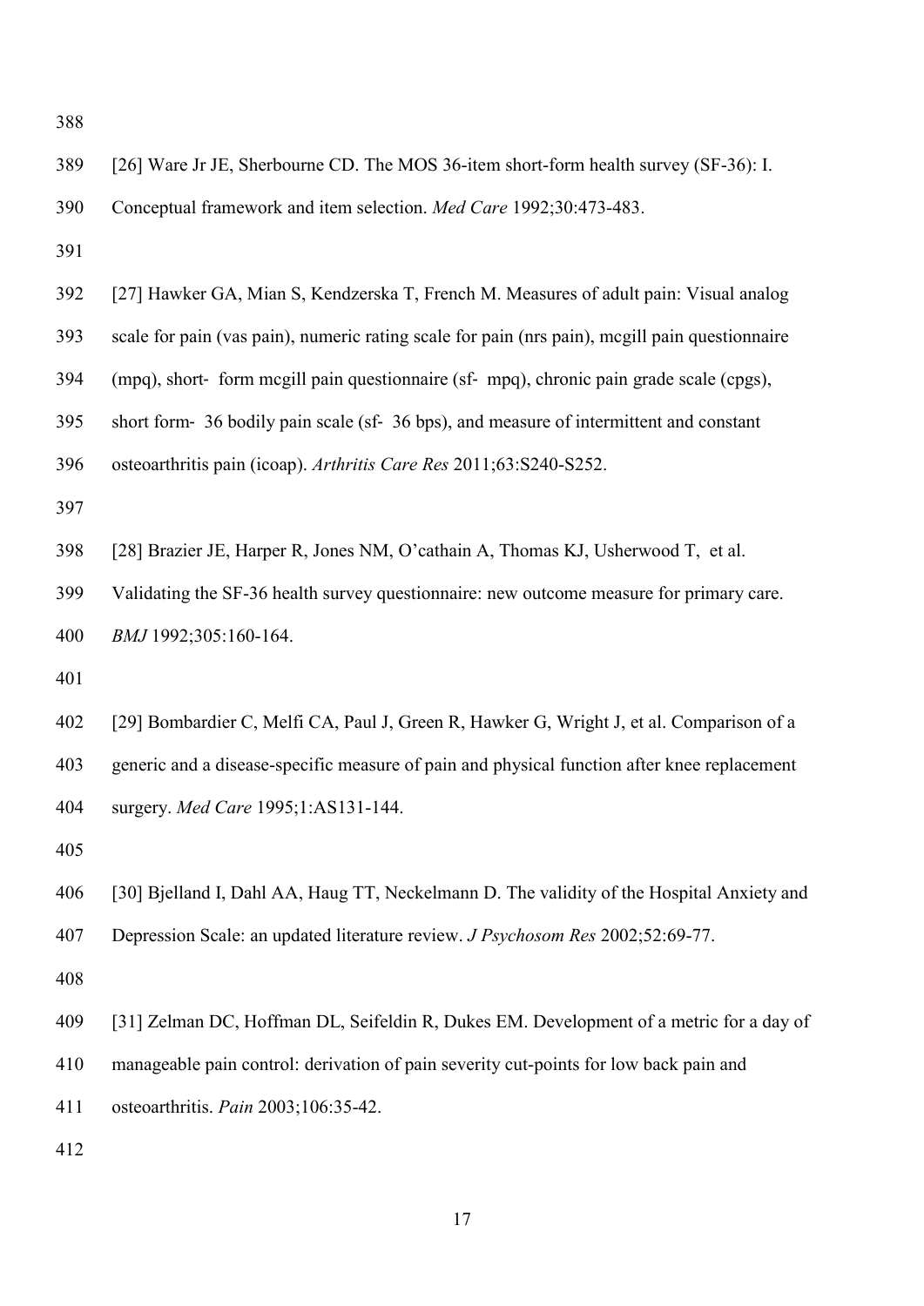[26] Ware Jr JE, Sherbourne CD. The MOS 36-item short-form health survey (SF-36): I. Conceptual framework and item selection. *Med Care* 1992;30:473-483.

[27] Hawker GA, Mian S, Kendzerska T, French M. Measures of adult pain: Visual analog scale for pain (vas pain), numeric rating scale for pain (nrs pain), mcgill pain questionnaire (mpq), short- form mcgill pain questionnaire (sf- mpq), chronic pain grade scale (cpgs), short form- 36 bodily pain scale (sf- 36 bps), and measure of intermittent and constant osteoarthritis pain (icoap). *Arthritis Care Res* 2011;63:S240-S252.

[28] Brazier JE, Harper R, Jones NM, O'cathain A, Thomas KJ, Usherwood T, et al. Validating the SF-36 health survey questionnaire: new outcome measure for primary care. *BMJ* 1992;305:160-164.

[29] Bombardier C, Melfi CA, Paul J, Green R, Hawker G, Wright J, et al. Comparison of a generic and a disease-specific measure of pain and physical function after knee replacement surgery. *Med Care* 1995;1:AS131-144.

[30] Bjelland I, Dahl AA, Haug TT, Neckelmann D. The validity of the Hospital Anxiety and Depression Scale: an updated literature review. *J Psychosom Res* 2002;52:69-77.

[31] Zelman DC, Hoffman DL, Seifeldin R, Dukes EM. Development of a metric for a day of manageable pain control: derivation of pain severity cut-points for low back pain and osteoarthritis. *Pain* 2003;106:35-42.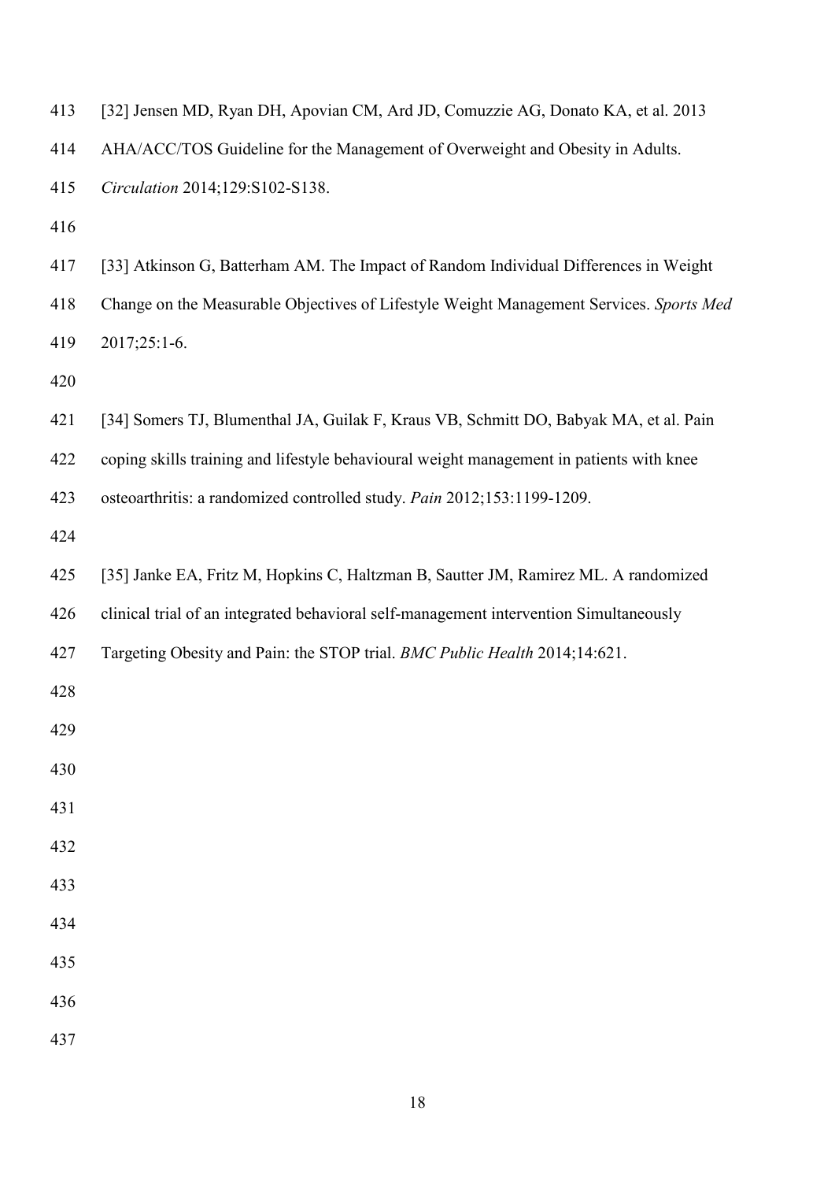[32] Jensen MD, Ryan DH, Apovian CM, Ard JD, Comuzzie AG, Donato KA, et al. 2013 AHA/ACC/TOS Guideline for the Management of Overweight and Obesity in Adults. *Circulation* 2014;129:S102-S138.

[33] Atkinson G, Batterham AM. The Impact of Random Individual Differences in Weight Change on the Measurable Objectives of Lifestyle Weight Management Services. *Sports Med* 2017;25:1-6.

[34] Somers TJ, Blumenthal JA, Guilak F, Kraus VB, Schmitt DO, Babyak MA, et al. Pain coping skills training and lifestyle behavioural weight management in patients with knee osteoarthritis: a randomized controlled study. *Pain* 2012;153:1199-1209.

[35] Janke EA, Fritz M, Hopkins C, Haltzman B, Sautter JM, Ramirez ML. A randomized clinical trial of an integrated behavioral self-management intervention Simultaneously Targeting Obesity and Pain: the STOP trial. *BMC Public Health* 2014;14:621.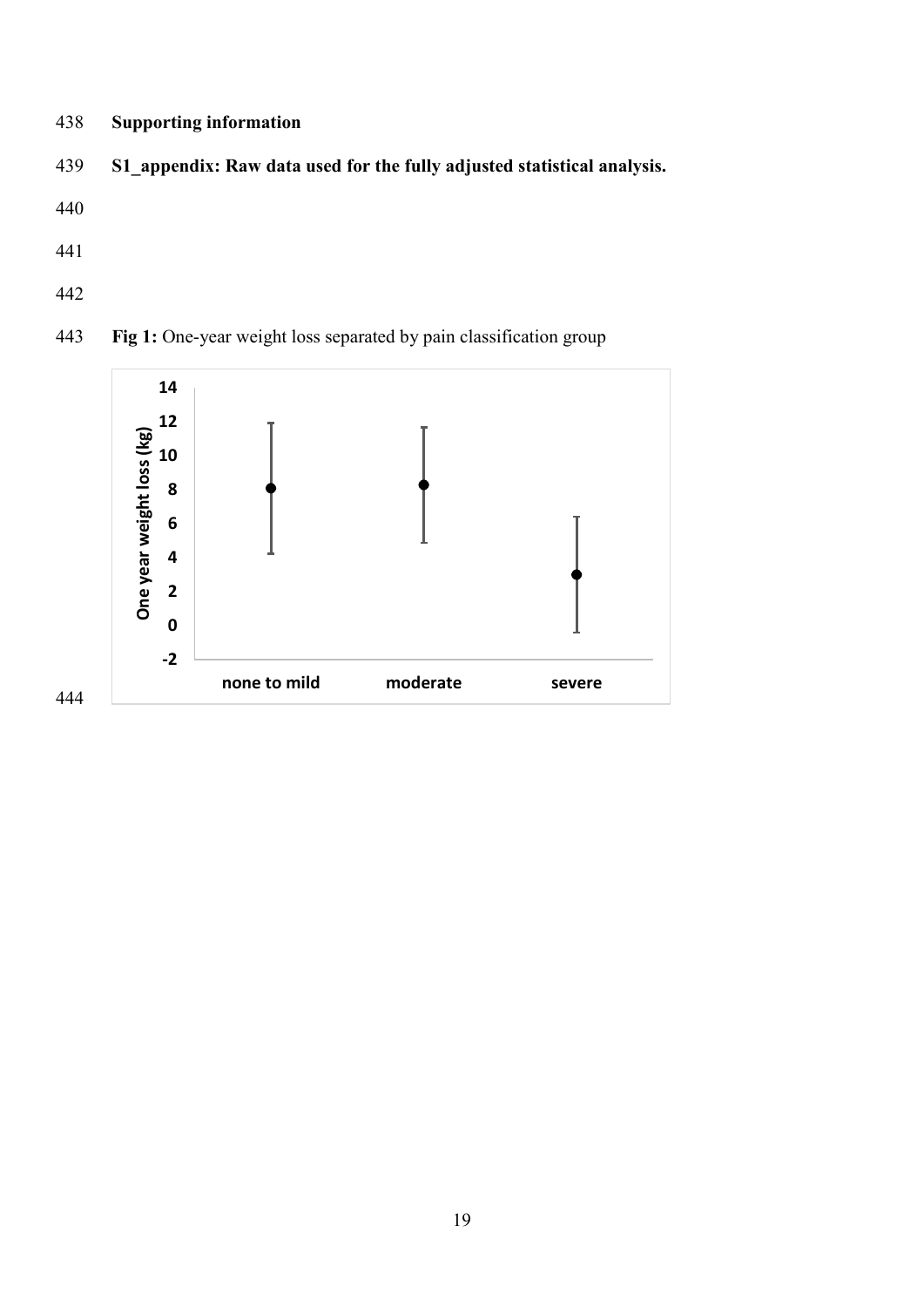**Supporting information**

**S1_appendix: Raw data used for the fully adjusted statistical analysis.**

**Fig 1:** One-year weight loss separated by pain classification group

One year weight loss (kg)

14
12
10
8
6
4
2
0
-2

none to mild
moderate
severe